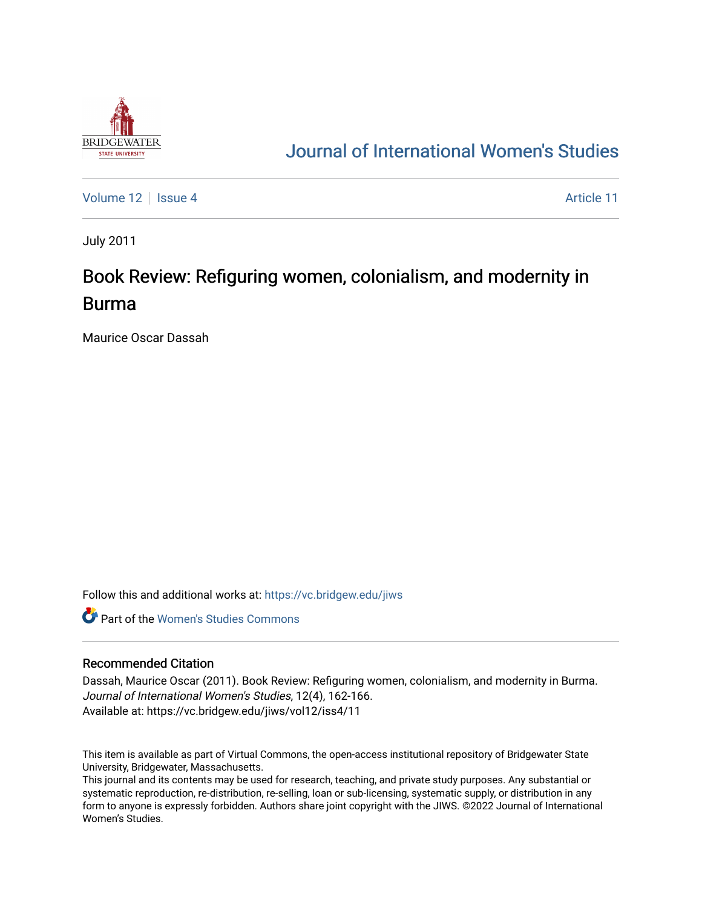# Journal of International Women's Studies

Volume 12 | Issue 4 Article 11

July 2011

## Book Review: Refiguring women, colonialism, and modernity in Burma

Maurice Oscar Dassah

Follow this and additional works at: https://vc.bridgew.edu/jiws

Part of the Women's Studies Commons

### Recommended Citation

Dassah, Maurice Oscar (2011). Book Review: Refiguring women, colonialism, and modernity in Burma. *Journal of International Women's Studies*, 12(4), 162-166.
Available at: https://vc.bridgew.edu/jiws/vol12/iss4/11

This item is available as part of Virtual Commons, the open-access institutional repository of Bridgewater State University, Bridgewater, Massachusetts.
This journal and its contents may be used for research, teaching, and private study purposes. Any substantial or systematic reproduction, re-distribution, re-selling, loan or sub-licensing, systematic supply, or distribution in any form to anyone is expressly forbidden. Authors share joint copyright with the JIWS. ©2022 Journal of International Women's Studies.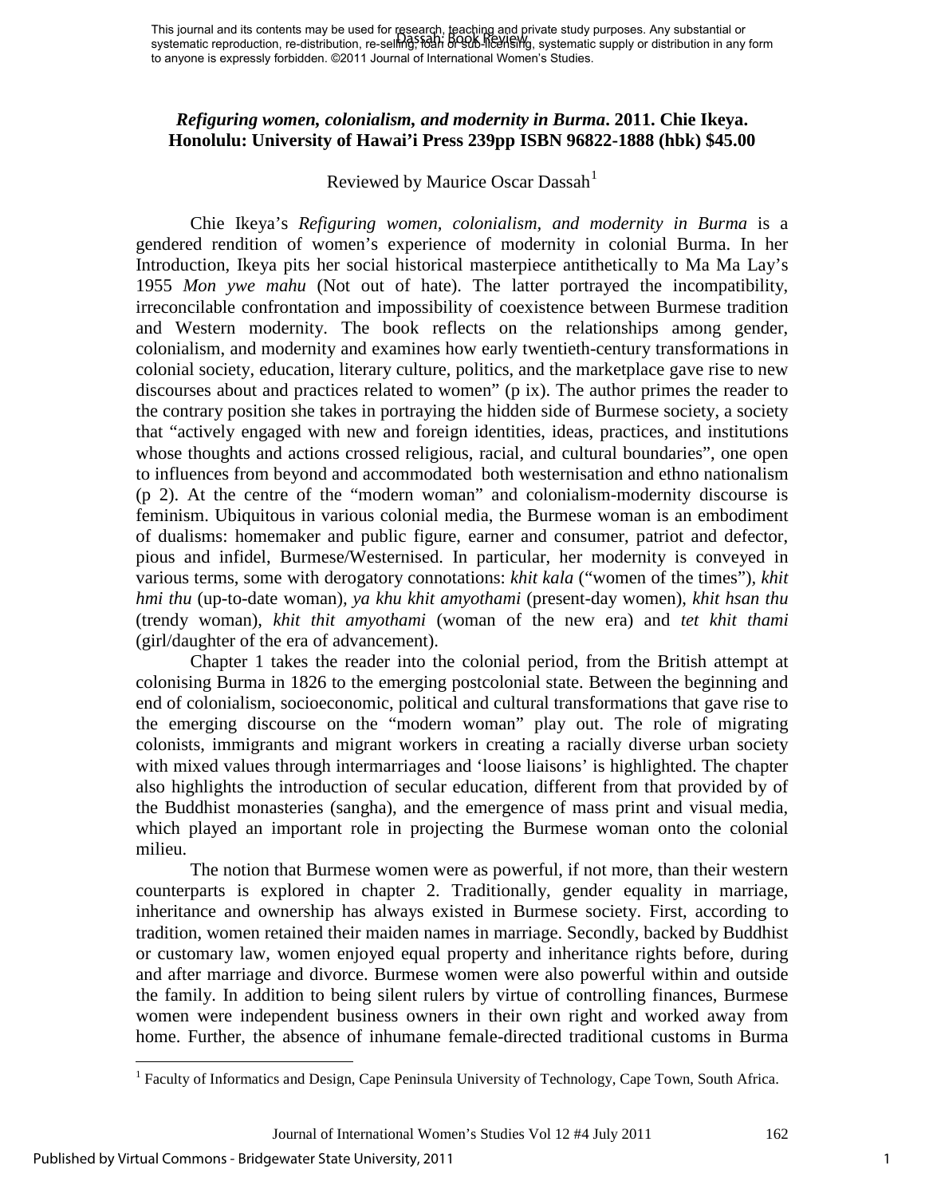This journal and its contents may be used for research, teaching and private study purposes. Any substantial or systematic reproduction, re-distribution, re-selling, loan or sub-licensing, systematic supply or distribution in any form to anyone is expressly forbidden. ©2011 Journal of International Women's Studies.

### *Refiguring women, colonialism, and modernity in Burma*. 2011. Chie Ikeya. Honolulu: University of Hawai'i Press 239pp ISBN 96822-1888 (hbk) $45.00

Reviewed by Maurice Oscar Dassah[1]

Chie Ikeya's *Refiguring women, colonialism, and modernity in Burma* is a gendered rendition of women's experience of modernity in colonial Burma. In her Introduction, Ikeya pits her social historical masterpiece antithetically to Ma Ma Lay's 1955 *Mon ywe mahu* (Not out of hate). The latter portrayed the incompatibility, irreconcilable confrontation and impossibility of coexistence between Burmese tradition and Western modernity. The book reflects on the relationships among gender, colonialism, and modernity and examines how early twentieth-century transformations in colonial society, education, literary culture, politics, and the marketplace gave rise to new discourses about and practices related to women" (p ix). The author primes the reader to the contrary position she takes in portraying the hidden side of Burmese society, a society that "actively engaged with new and foreign identities, ideas, practices, and institutions whose thoughts and actions crossed religious, racial, and cultural boundaries", one open to influences from beyond and accommodated both westernisation and ethno nationalism (p 2). At the centre of the "modern woman" and colonialism-modernity discourse is feminism. Ubiquitous in various colonial media, the Burmese woman is an embodiment of dualisms: homemaker and public figure, earner and consumer, patriot and defector, pious and infidel, Burmese/Westernised. In particular, her modernity is conveyed in various terms, some with derogatory connotations: *khit kala* ("women of the times"), *khit hmi thu* (up-to-date woman), *ya khu khit amyothami* (present-day women), *khit hsan thu* (trendy woman), *khit thit amyothami* (woman of the new era) and *tet khit thami* (girl/daughter of the era of advancement).

Chapter 1 takes the reader into the colonial period, from the British attempt at colonising Burma in 1826 to the emerging postcolonial state. Between the beginning and end of colonialism, socioeconomic, political and cultural transformations that gave rise to the emerging discourse on the "modern woman" play out. The role of migrating colonists, immigrants and migrant workers in creating a racially diverse urban society with mixed values through intermarriages and 'loose liaisons' is highlighted. The chapter also highlights the introduction of secular education, different from that provided by of the Buddhist monasteries (sangha), and the emergence of mass print and visual media, which played an important role in projecting the Burmese woman onto the colonial milieu.

The notion that Burmese women were as powerful, if not more, than their western counterparts is explored in chapter 2. Traditionally, gender equality in marriage, inheritance and ownership has always existed in Burmese society. First, according to tradition, women retained their maiden names in marriage. Secondly, backed by Buddhist or customary law, women enjoyed equal property and inheritance rights before, during and after marriage and divorce. Burmese women were also powerful within and outside the family. In addition to being silent rulers by virtue of controlling finances, Burmese women were independent business owners in their own right and worked away from home. Further, the absence of inhumane female-directed traditional customs in Burma

[1] Faculty of Informatics and Design, Cape Peninsula University of Technology, Cape Town, South Africa.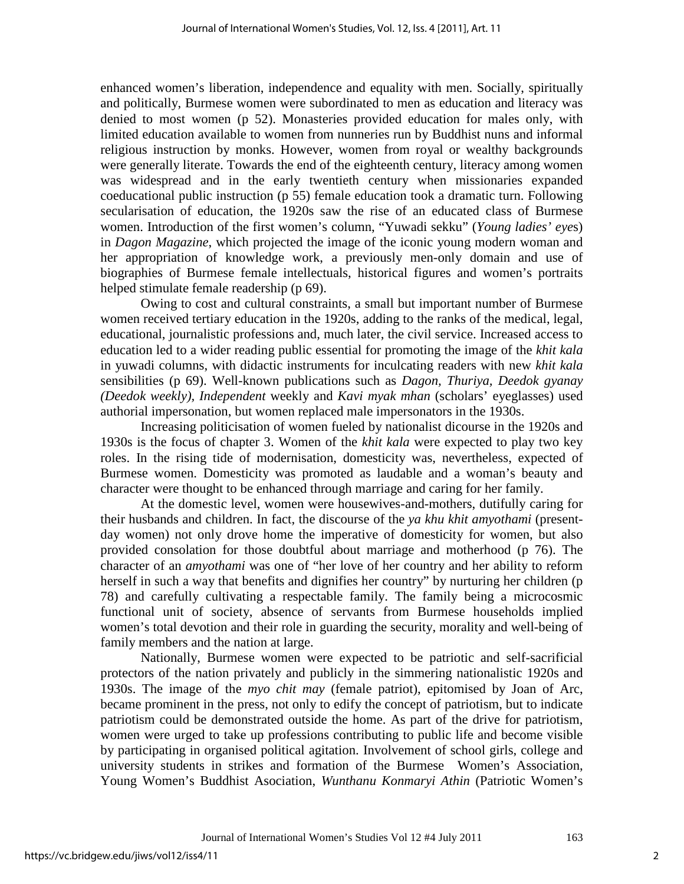enhanced women's liberation, independence and equality with men. Socially, spiritually and politically, Burmese women were subordinated to men as education and literacy was denied to most women (p 52). Monasteries provided education for males only, with limited education available to women from nunneries run by Buddhist nuns and informal religious instruction by monks. However, women from royal or wealthy backgrounds were generally literate. Towards the end of the eighteenth century, literacy among women was widespread and in the early twentieth century when missionaries expanded coeducational public instruction (p 55) female education took a dramatic turn. Following secularisation of education, the 1920s saw the rise of an educated class of Burmese women. Introduction of the first women's column, "Yuwadi sekku" (*Young ladies' eye*s) in *Dagon Magazine*, which projected the image of the iconic young modern woman and her appropriation of knowledge work, a previously men-only domain and use of biographies of Burmese female intellectuals, historical figures and women's portraits helped stimulate female readership (p 69).

Owing to cost and cultural constraints, a small but important number of Burmese women received tertiary education in the 1920s, adding to the ranks of the medical, legal, educational, journalistic professions and, much later, the civil service. Increased access to education led to a wider reading public essential for promoting the image of the *khit kala* in yuwadi columns, with didactic instruments for inculcating readers with new *khit kala* sensibilities (p 69). Well-known publications such as *Dagon, Thuriya, Deedok gyanay (Deedok weekly)*, *Independent* weekly and *Kavi myak mhan* (scholars' eyeglasses) used authorial impersonation, but women replaced male impersonators in the 1930s.

Increasing politicisation of women fueled by nationalist dicourse in the 1920s and 1930s is the focus of chapter 3. Women of the *khit kala* were expected to play two key roles. In the rising tide of modernisation, domesticity was, nevertheless, expected of Burmese women. Domesticity was promoted as laudable and a woman's beauty and character were thought to be enhanced through marriage and caring for her family.

At the domestic level, women were housewives-and-mothers, dutifully caring for their husbands and children. In fact, the discourse of the *ya khu khit amyothami* (present-day women) not only drove home the imperative of domesticity for women, but also provided consolation for those doubtful about marriage and motherhood (p 76). The character of an *amyothami* was one of "her love of her country and her ability to reform herself in such a way that benefits and dignifies her country" by nurturing her children (p 78) and carefully cultivating a respectable family. The family being a microcosmic functional unit of society, absence of servants from Burmese households implied women's total devotion and their role in guarding the security, morality and well-being of family members and the nation at large.

Nationally, Burmese women were expected to be patriotic and self-sacrificial protectors of the nation privately and publicly in the simmering nationalistic 1920s and 1930s. The image of the *myo chit may* (female patriot), epitomised by Joan of Arc, became prominent in the press, not only to edify the concept of patriotism, but to indicate patriotism could be demonstrated outside the home. As part of the drive for patriotism, women were urged to take up professions contributing to public life and become visible by participating in organised political agitation. Involvement of school girls, college and university students in strikes and formation of the Burmese Women's Association, Young Women's Buddhist Asociation, *Wunthanu Konmaryi Athin* (Patriotic Women's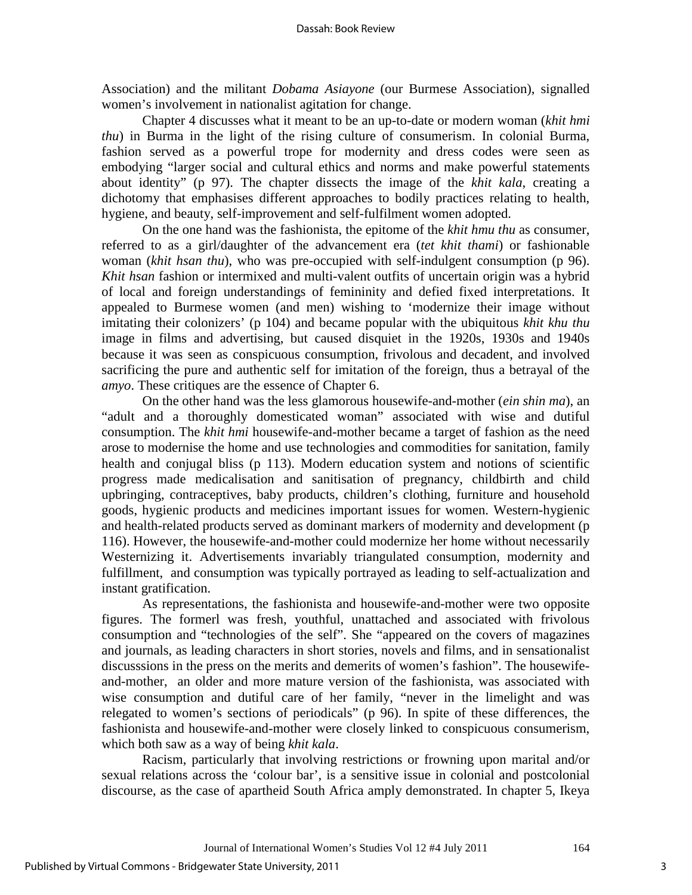Association) and the militant *Dobama Asiayone* (our Burmese Association), signalled women's involvement in nationalist agitation for change.

Chapter 4 discusses what it meant to be an up-to-date or modern woman (*khit hmi thu*) in Burma in the light of the rising culture of consumerism. In colonial Burma, fashion served as a powerful trope for modernity and dress codes were seen as embodying "larger social and cultural ethics and norms and make powerful statements about identity" (p 97). The chapter dissects the image of the *khit kala*, creating a dichotomy that emphasises different approaches to bodily practices relating to health, hygiene, and beauty, self-improvement and self-fulfilment women adopted.

On the one hand was the fashionista, the epitome of the *khit hmu thu* as consumer, referred to as a girl/daughter of the advancement era (*tet khit thami*) or fashionable woman (*khit hsan thu*), who was pre-occupied with self-indulgent consumption (p 96). *Khit hsan* fashion or intermixed and multi-valent outfits of uncertain origin was a hybrid of local and foreign understandings of femininity and defied fixed interpretations. It appealed to Burmese women (and men) wishing to 'modernize their image without imitating their colonizers' (p 104) and became popular with the ubiquitous *khit khu thu* image in films and advertising, but caused disquiet in the 1920s, 1930s and 1940s because it was seen as conspicuous consumption, frivolous and decadent, and involved sacrificing the pure and authentic self for imitation of the foreign, thus a betrayal of the *amyo*. These critiques are the essence of Chapter 6.

On the other hand was the less glamorous housewife-and-mother (*ein shin ma*), an "adult and a thoroughly domesticated woman" associated with wise and dutiful consumption. The *khit hmi* housewife-and-mother became a target of fashion as the need arose to modernise the home and use technologies and commodities for sanitation, family health and conjugal bliss (p 113). Modern education system and notions of scientific progress made medicalisation and sanitisation of pregnancy, childbirth and child upbringing, contraceptives, baby products, children's clothing, furniture and household goods, hygienic products and medicines important issues for women. Western-hygienic and health-related products served as dominant markers of modernity and development (p 116). However, the housewife-and-mother could modernize her home without necessarily Westernizing it. Advertisements invariably triangulated consumption, modernity and fulfillment, and consumption was typically portrayed as leading to self-actualization and instant gratification.

As representations, the fashionista and housewife-and-mother were two opposite figures. The formerl was fresh, youthful, unattached and associated with frivolous consumption and "technologies of the self". She "appeared on the covers of magazines and journals, as leading characters in short stories, novels and films, and in sensationalist discusssions in the press on the merits and demerits of women's fashion". The housewife-and-mother, an older and more mature version of the fashionista, was associated with wise consumption and dutiful care of her family, "never in the limelight and was relegated to women's sections of periodicals" (p 96). In spite of these differences, the fashionista and housewife-and-mother were closely linked to conspicuous consumerism, which both saw as a way of being *khit kala*.

Racism, particularly that involving restrictions or frowning upon marital and/or sexual relations across the 'colour bar', is a sensitive issue in colonial and postcolonial discourse, as the case of apartheid South Africa amply demonstrated. In chapter 5, Ikeya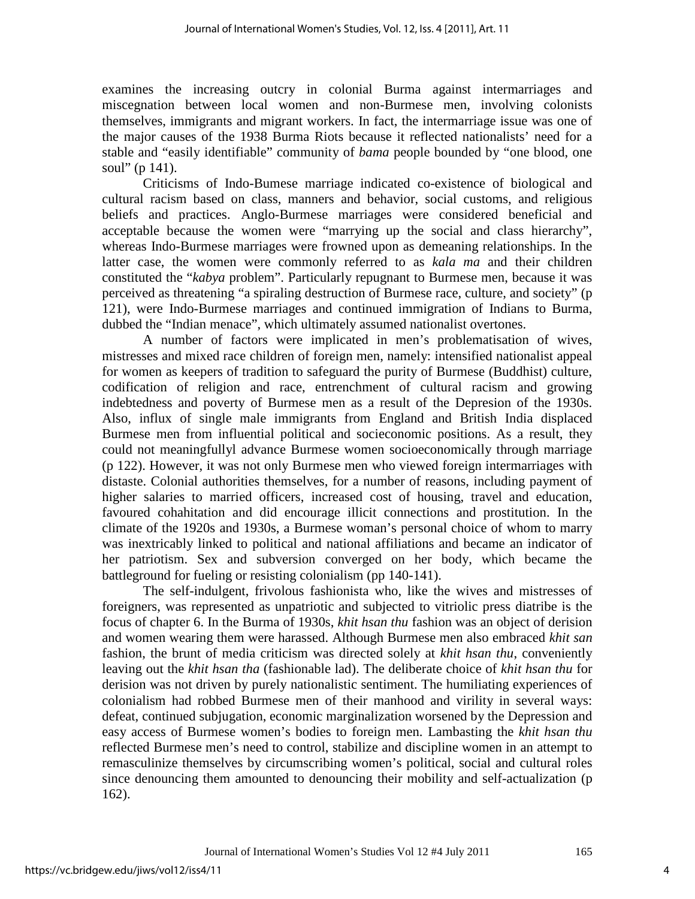examines the increasing outcry in colonial Burma against intermarriages and miscegnation between local women and non-Burmese men, involving colonists themselves, immigrants and migrant workers. In fact, the intermarriage issue was one of the major causes of the 1938 Burma Riots because it reflected nationalists' need for a stable and "easily identifiable" community of *bama* people bounded by "one blood, one soul" (p 141).

Criticisms of Indo-Bumese marriage indicated co-existence of biological and cultural racism based on class, manners and behavior, social customs, and religious beliefs and practices. Anglo-Burmese marriages were considered beneficial and acceptable because the women were "marrying up the social and class hierarchy", whereas Indo-Burmese marriages were frowned upon as demeaning relationships. In the latter case, the women were commonly referred to as *kala ma* and their children constituted the "*kabya* problem". Particularly repugnant to Burmese men, because it was perceived as threatening "a spiraling destruction of Burmese race, culture, and society" (p 121), were Indo-Burmese marriages and continued immigration of Indians to Burma, dubbed the "Indian menace", which ultimately assumed nationalist overtones.

A number of factors were implicated in men's problematisation of wives, mistresses and mixed race children of foreign men, namely: intensified nationalist appeal for women as keepers of tradition to safeguard the purity of Burmese (Buddhist) culture, codification of religion and race, entrenchment of cultural racism and growing indebtedness and poverty of Burmese men as a result of the Depresion of the 1930s. Also, influx of single male immigrants from England and British India displaced Burmese men from influential political and socieconomic positions. As a result, they could not meaningfullyl advance Burmese women socioeconomically through marriage (p 122). However, it was not only Burmese men who viewed foreign intermarriages with distaste. Colonial authorities themselves, for a number of reasons, including payment of higher salaries to married officers, increased cost of housing, travel and education, favoured cohahitation and did encourage illicit connections and prostitution. In the climate of the 1920s and 1930s, a Burmese woman's personal choice of whom to marry was inextricably linked to political and national affiliations and became an indicator of her patriotism. Sex and subversion converged on her body, which became the battleground for fueling or resisting colonialism (pp 140-141).

The self-indulgent, frivolous fashionista who, like the wives and mistresses of foreigners, was represented as unpatriotic and subjected to vitriolic press diatribe is the focus of chapter 6. In the Burma of 1930s, *khit hsan thu* fashion was an object of derision and women wearing them were harassed. Although Burmese men also embraced *khit san* fashion, the brunt of media criticism was directed solely at *khit hsan thu*, conveniently leaving out the *khit hsan tha* (fashionable lad). The deliberate choice of *khit hsan thu* for derision was not driven by purely nationalistic sentiment. The humiliating experiences of colonialism had robbed Burmese men of their manhood and virility in several ways: defeat, continued subjugation, economic marginalization worsened by the Depression and easy access of Burmese women's bodies to foreign men. Lambasting the *khit hsan thu* reflected Burmese men's need to control, stabilize and discipline women in an attempt to remasculinize themselves by circumscribing women's political, social and cultural roles since denouncing them amounted to denouncing their mobility and self-actualization (p 162).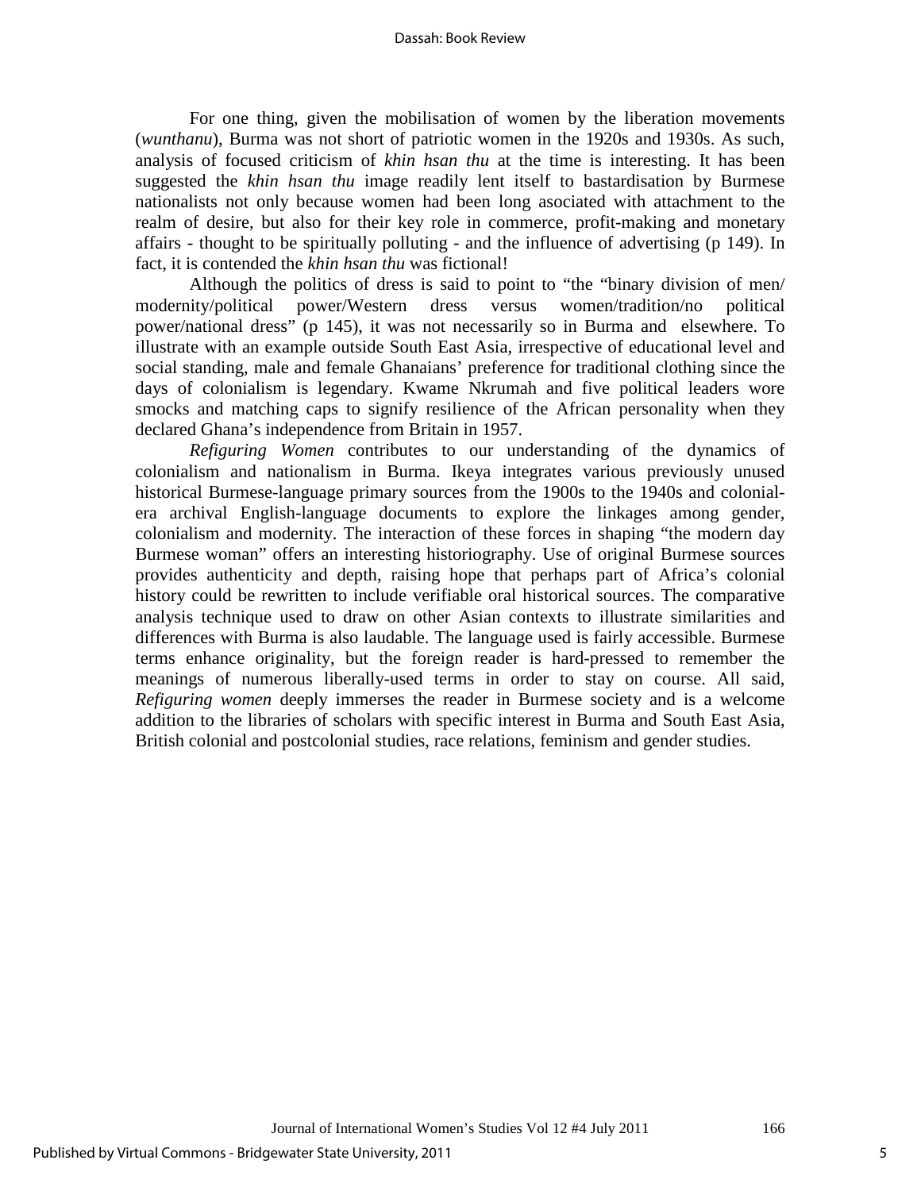For one thing, given the mobilisation of women by the liberation movements (*wunthanu*), Burma was not short of patriotic women in the 1920s and 1930s. As such, analysis of focused criticism of *khin hsan thu* at the time is interesting. It has been suggested the *khin hsan thu* image readily lent itself to bastardisation by Burmese nationalists not only because women had been long asociated with attachment to the realm of desire, but also for their key role in commerce, profit-making and monetary affairs - thought to be spiritually polluting - and the influence of advertising (p 149). In fact, it is contended the *khin hsan thu* was fictional!

Although the politics of dress is said to point to "the "binary division of men/ modernity/political power/Western dress versus women/tradition/no political power/national dress" (p 145), it was not necessarily so in Burma and elsewhere. To illustrate with an example outside South East Asia, irrespective of educational level and social standing, male and female Ghanaians' preference for traditional clothing since the days of colonialism is legendary. Kwame Nkrumah and five political leaders wore smocks and matching caps to signify resilience of the African personality when they declared Ghana's independence from Britain in 1957.

*Refiguring Women* contributes to our understanding of the dynamics of colonialism and nationalism in Burma. Ikeya integrates various previously unused historical Burmese-language primary sources from the 1900s to the 1940s and colonial-era archival English-language documents to explore the linkages among gender, colonialism and modernity. The interaction of these forces in shaping "the modern day Burmese woman" offers an interesting historiography. Use of original Burmese sources provides authenticity and depth, raising hope that perhaps part of Africa's colonial history could be rewritten to include verifiable oral historical sources. The comparative analysis technique used to draw on other Asian contexts to illustrate similarities and differences with Burma is also laudable. The language used is fairly accessible. Burmese terms enhance originality, but the foreign reader is hard-pressed to remember the meanings of numerous liberally-used terms in order to stay on course. All said, *Refiguring women* deeply immerses the reader in Burmese society and is a welcome addition to the libraries of scholars with specific interest in Burma and South East Asia, British colonial and postcolonial studies, race relations, feminism and gender studies.